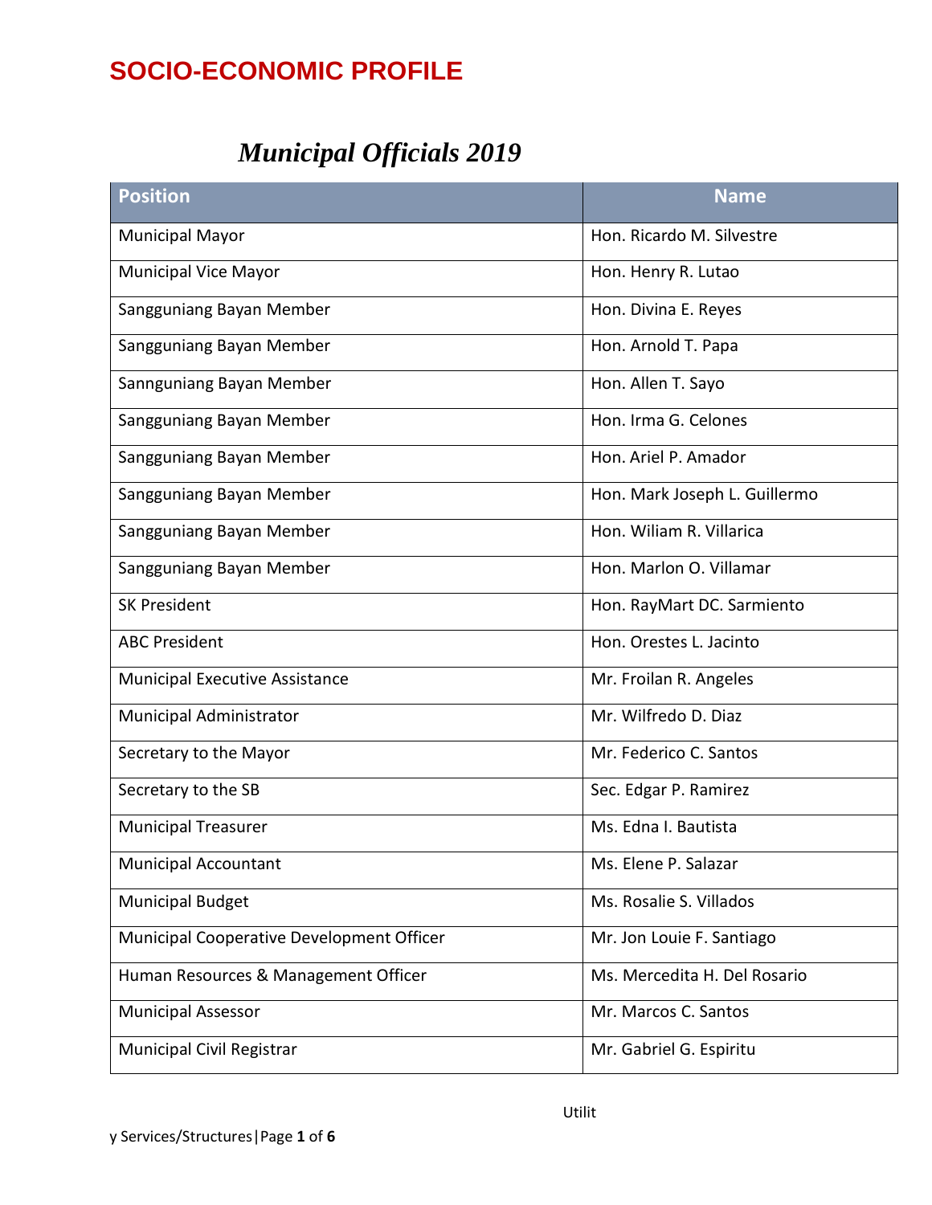# SOCIO-ECONOMIC PROFILE

## *Municipal Officials 2019*

| Position | Name |
|---|---|
| Municipal Mayor | Hon. Ricardo M. Silvestre |
| Municipal Vice Mayor | Hon. Henry R. Lutao |
| Sangguniang Bayan Member | Hon. Divina E. Reyes |
| Sangguniang Bayan Member | Hon. Arnold T. Papa |
| Sannguniang Bayan Member | Hon. Allen T. Sayo |
| Sangguniang Bayan Member | Hon. Irma G. Celones |
| Sangguniang Bayan Member | Hon. Ariel P. Amador |
| Sangguniang Bayan Member | Hon. Mark Joseph L. Guillermo |
| Sangguniang Bayan Member | Hon. Wiliam R. Villarica |
| Sangguniang Bayan Member | Hon. Marlon O. Villamar |
| SK President | Hon. RayMart DC. Sarmiento |
| ABC President | Hon. Orestes L. Jacinto |
| Municipal Executive Assistance | Mr. Froilan R. Angeles |
| Municipal Administrator | Mr. Wilfredo D. Diaz |
| Secretary to the Mayor | Mr. Federico C. Santos |
| Secretary to the SB | Sec. Edgar P. Ramirez |
| Municipal Treasurer | Ms. Edna I. Bautista |
| Municipal Accountant | Ms. Elene P. Salazar |
| Municipal Budget | Ms. Rosalie S. Villados |
| Municipal Cooperative Development Officer | Mr. Jon Louie F. Santiago |
| Human Resources & Management Officer | Ms. Mercedita H. Del Rosario |
| Municipal Assessor | Mr. Marcos C. Santos |
| Municipal Civil Registrar | Mr. Gabriel G. Espiritu |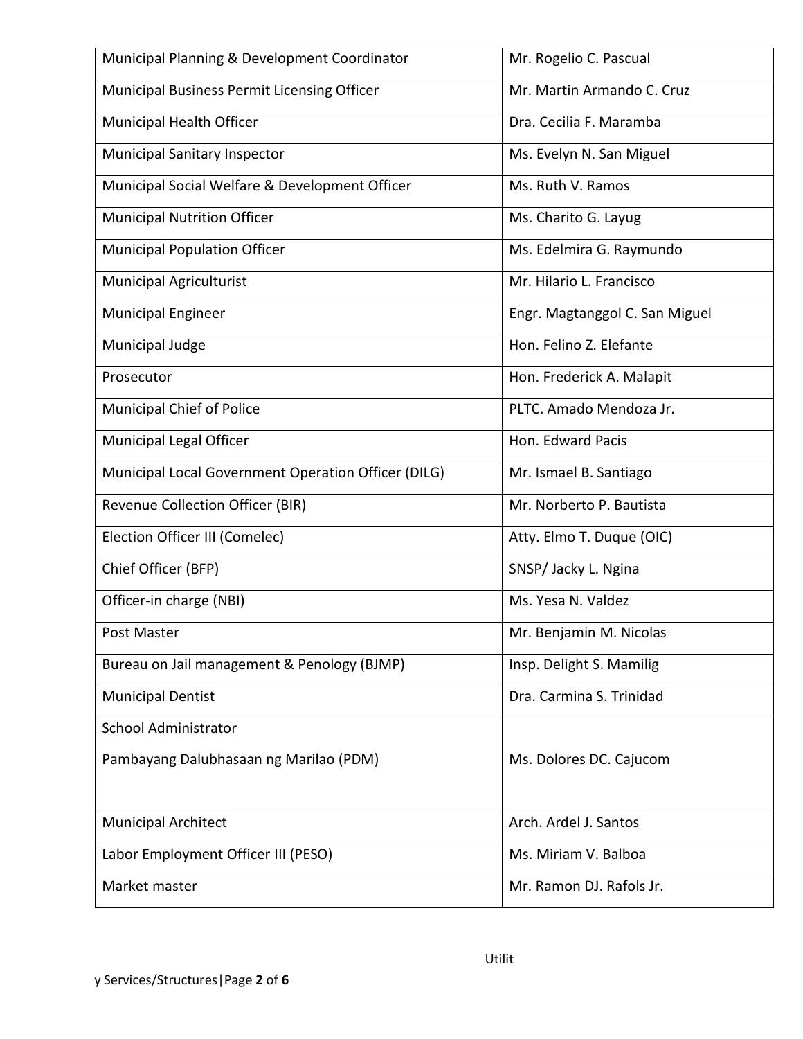| Municipal Planning & Development Coordinator | Mr. Rogelio C. Pascual |
|---|---|
| Municipal Business Permit Licensing Officer | Mr. Martin Armando C. Cruz |
| Municipal Health Officer | Dra. Cecilia F. Maramba |
| Municipal Sanitary Inspector | Ms. Evelyn N. San Miguel |
| Municipal Social Welfare & Development Officer | Ms. Ruth V. Ramos |
| Municipal Nutrition Officer | Ms. Charito G. Layug |
| Municipal Population Officer | Ms. Edelmira G. Raymundo |
| Municipal Agriculturist | Mr. Hilario L. Francisco |
| Municipal Engineer | Engr. Magtanggol C. San Miguel |
| Municipal Judge | Hon. Felino Z. Elefante |
| Prosecutor | Hon. Frederick A. Malapit |
| Municipal Chief of Police | PLTC. Amado Mendoza Jr. |
| Municipal Legal Officer | Hon. Edward Pacis |
| Municipal Local Government Operation Officer (DILG) | Mr. Ismael B. Santiago |
| Revenue Collection Officer (BIR) | Mr. Norberto P. Bautista |
| Election Officer III (Comelec) | Atty. Elmo T. Duque (OIC) |
| Chief Officer (BFP) | SNSP/ Jacky L. Ngina |
| Officer-in charge (NBI) | Ms. Yesa N. Valdez |
| Post Master | Mr. Benjamin M. Nicolas |
| Bureau on Jail management & Penology (BJMP) | Insp. Delight S. Mamilig |
| Municipal Dentist | Dra. Carmina S. Trinidad |
| School Administrator<br>Pambayang Dalubhasaan ng Marilao (PDM) | Ms. Dolores DC. Cajucom |
| Municipal Architect | Arch. Ardel J. Santos |
| Labor Employment Officer III (PESO) | Ms. Miriam V. Balboa |
| Market master | Mr. Ramon DJ. Rafols Jr. |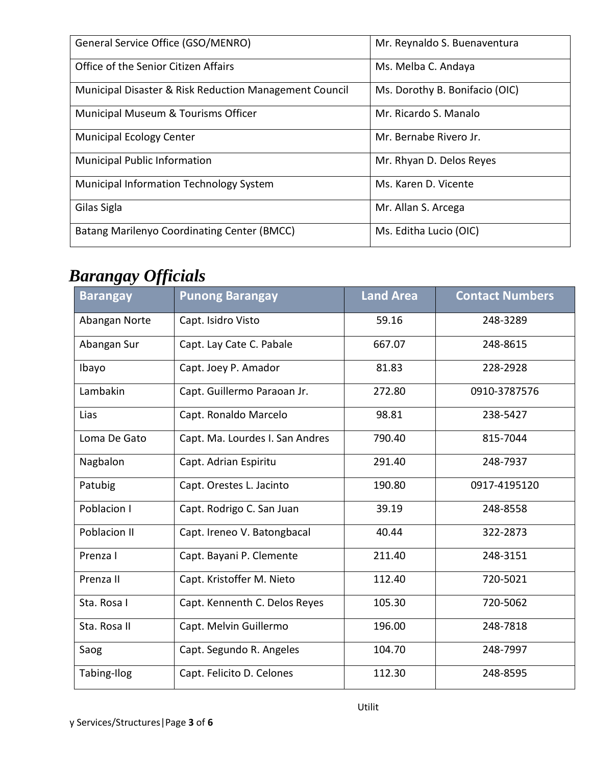| | |
|---|---|
| General Service Office (GSO/MENRO) | Mr. Reynaldo S. Buenaventura |
| Office of the Senior Citizen Affairs | Ms. Melba C. Andaya |
| Municipal Disaster & Risk Reduction Management Council | Ms. Dorothy B. Bonifacio (OIC) |
| Municipal Museum & Tourisms Officer | Mr. Ricardo S. Manalo |
| Municipal Ecology Center | Mr. Bernabe Rivero Jr. |
| Municipal Public Information | Mr. Rhyan D. Delos Reyes |
| Municipal Information Technology System | Ms. Karen D. Vicente |
| Gilas Sigla | Mr. Allan S. Arcega |
| Batang Marilenyo Coordinating Center (BMCC) | Ms. Editha Lucio (OIC) |

# *Barangay Officials*

| Barangay | Punong Barangay | Land Area | Contact Numbers |
|---|---|---|---|
| Abangan Norte | Capt. Isidro Visto | 59.16 | 248-3289 |
| Abangan Sur | Capt. Lay Cate C. Pabale | 667.07 | 248-8615 |
| Ibayo | Capt. Joey P. Amador | 81.83 | 228-2928 |
| Lambakin | Capt. Guillermo Paraoan Jr. | 272.80 | 0910-3787576 |
| Lias | Capt. Ronaldo Marcelo | 98.81 | 238-5427 |
| Loma De Gato | Capt. Ma. Lourdes I. San Andres | 790.40 | 815-7044 |
| Nagbalon | Capt. Adrian Espiritu | 291.40 | 248-7937 |
| Patubig | Capt. Orestes L. Jacinto | 190.80 | 0917-4195120 |
| Poblacion I | Capt. Rodrigo C. San Juan | 39.19 | 248-8558 |
| Poblacion II | Capt. Ireneo V. Batongbacal | 40.44 | 322-2873 |
| Prenza I | Capt. Bayani P. Clemente | 211.40 | 248-3151 |
| Prenza II | Capt. Kristoffer M. Nieto | 112.40 | 720-5021 |
| Sta. Rosa I | Capt. Kennenth C. Delos Reyes | 105.30 | 720-5062 |
| Sta. Rosa II | Capt. Melvin Guillermo | 196.00 | 248-7818 |
| Saog | Capt. Segundo R. Angeles | 104.70 | 248-7997 |
| Tabing-Ilog | Capt. Felicito D. Celones | 112.30 | 248-8595 |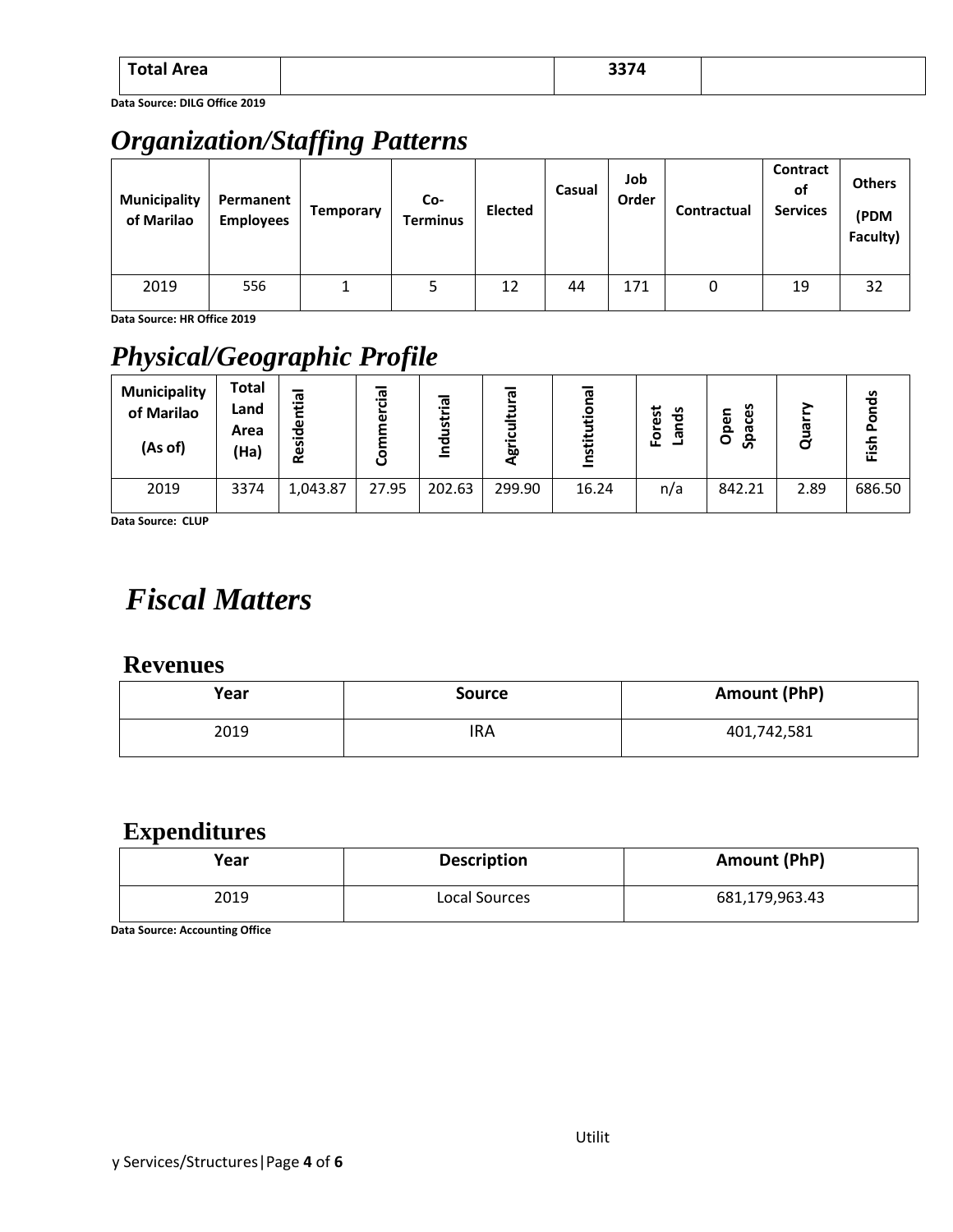| Total Area | | 3374 | |
|---|---|---|---|

**Data Source: DILG Office 2019**

## *Organization/Staffing Patterns*

| Municipality of Marilao | Permanent Employees | Temporary | Co-Terminus | Elected | Casual | Job Order | Contractual | Contract of Services | Others (PDM Faculty) |
|---|---|---|---|---|---|---|---|---|---|
| 2019 | 556 | 1 | 5 | 12 | 44 | 171 | 0 | 19 | 32 |

**Data Source: HR Office 2019**

## *Physical/Geographic Profile*

| Municipality of Marilao (As of) | Total Land Area (Ha) | Residential | Commercial | Industrial | Agricultural | Institutional | Forest Lands | Open Spaces | Quarry | Fish Ponds |
|---|---|---|---|---|---|---|---|---|---|---|
| 2019 | 3374 | 1,043.87 | 27.95 | 202.63 | 299.90 | 16.24 | n/a | 842.21 | 2.89 | 686.50 |

**Data Source: CLUP**

# *Fiscal Matters*

## Revenues

| Year | Source | Amount (PhP) |
|---|---|---|
| 2019 | IRA | 401,742,581 |

## Expenditures

| Year | Description | Amount (PhP) |
|---|---|---|
| 2019 | Local Sources | 681,179,963.43 |

**Data Source: Accounting Office**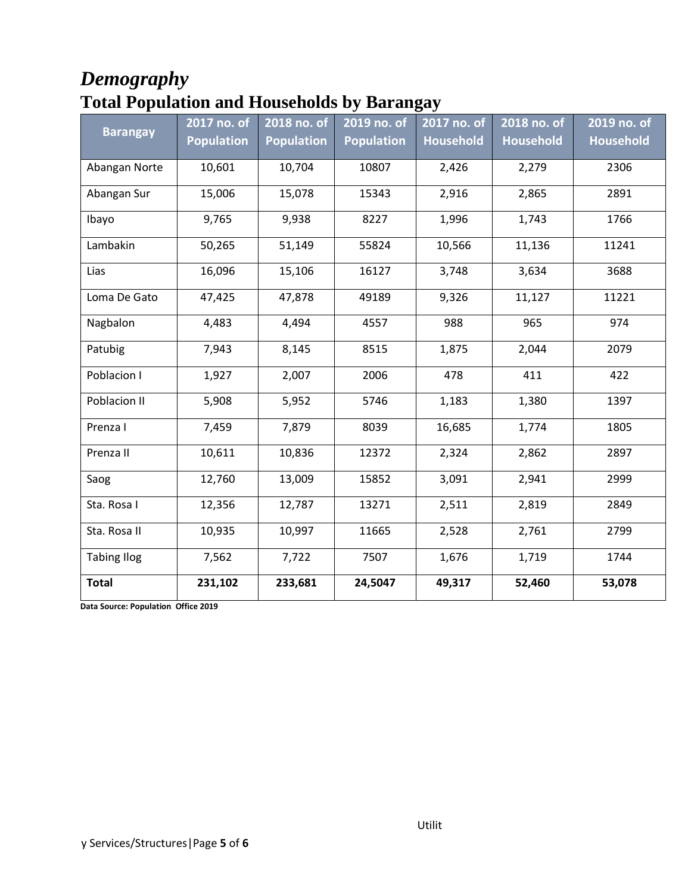# *Demography*

## Total Population and Households by Barangay

| Barangay | 2017 no. of Population | 2018 no. of Population | 2019 no. of Population | 2017 no. of Household | 2018 no. of Household | 2019 no. of Household |
|---|---|---|---|---|---|---|
| Abangan Norte | 10,601 | 10,704 | 10807 | 2,426 | 2,279 | 2306 |
| Abangan Sur | 15,006 | 15,078 | 15343 | 2,916 | 2,865 | 2891 |
| Ibayo | 9,765 | 9,938 | 8227 | 1,996 | 1,743 | 1766 |
| Lambakin | 50,265 | 51,149 | 55824 | 10,566 | 11,136 | 11241 |
| Lias | 16,096 | 15,106 | 16127 | 3,748 | 3,634 | 3688 |
| Loma De Gato | 47,425 | 47,878 | 49189 | 9,326 | 11,127 | 11221 |
| Nagbalon | 4,483 | 4,494 | 4557 | 988 | 965 | 974 |
| Patubig | 7,943 | 8,145 | 8515 | 1,875 | 2,044 | 2079 |
| Poblacion I | 1,927 | 2,007 | 2006 | 478 | 411 | 422 |
| Poblacion II | 5,908 | 5,952 | 5746 | 1,183 | 1,380 | 1397 |
| Prenza I | 7,459 | 7,879 | 8039 | 16,685 | 1,774 | 1805 |
| Prenza II | 10,611 | 10,836 | 12372 | 2,324 | 2,862 | 2897 |
| Saog | 12,760 | 13,009 | 15852 | 3,091 | 2,941 | 2999 |
| Sta. Rosa I | 12,356 | 12,787 | 13271 | 2,511 | 2,819 | 2849 |
| Sta. Rosa II | 10,935 | 10,997 | 11665 | 2,528 | 2,761 | 2799 |
| Tabing Ilog | 7,562 | 7,722 | 7507 | 1,676 | 1,719 | 1744 |
| **Total** | **231,102** | **233,681** | **24,5047** | **49,317** | **52,460** | **53,078** |

**Data Source: Population Office 2019**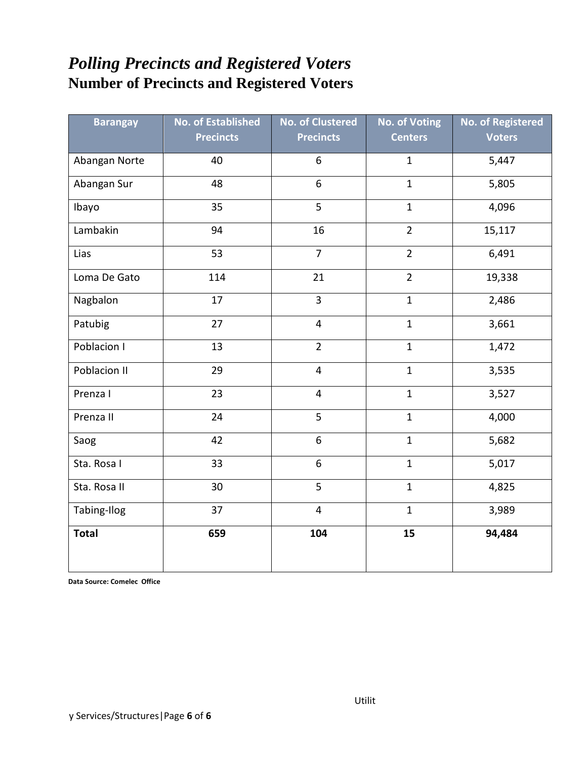# *Polling Precincts and Registered Voters*

## Number of Precincts and Registered Voters

| Barangay | No. of Established Precincts | No. of Clustered Precincts | No. of Voting Centers | No. of Registered Voters |
|---|---|---|---|---|
| Abangan Norte | 40 | 6 | 1 | 5,447 |
| Abangan Sur | 48 | 6 | 1 | 5,805 |
| Ibayo | 35 | 5 | 1 | 4,096 |
| Lambakin | 94 | 16 | 2 | 15,117 |
| Lias | 53 | 7 | 2 | 6,491 |
| Loma De Gato | 114 | 21 | 2 | 19,338 |
| Nagbalon | 17 | 3 | 1 | 2,486 |
| Patubig | 27 | 4 | 1 | 3,661 |
| Poblacion I | 13 | 2 | 1 | 1,472 |
| Poblacion II | 29 | 4 | 1 | 3,535 |
| Prenza I | 23 | 4 | 1 | 3,527 |
| Prenza II | 24 | 5 | 1 | 4,000 |
| Saog | 42 | 6 | 1 | 5,682 |
| Sta. Rosa I | 33 | 6 | 1 | 5,017 |
| Sta. Rosa II | 30 | 5 | 1 | 4,825 |
| Tabing-Ilog | 37 | 4 | 1 | 3,989 |
| **Total** | **659** | **104** | **15** | **94,484** |

**Data Source: Comelec Office**